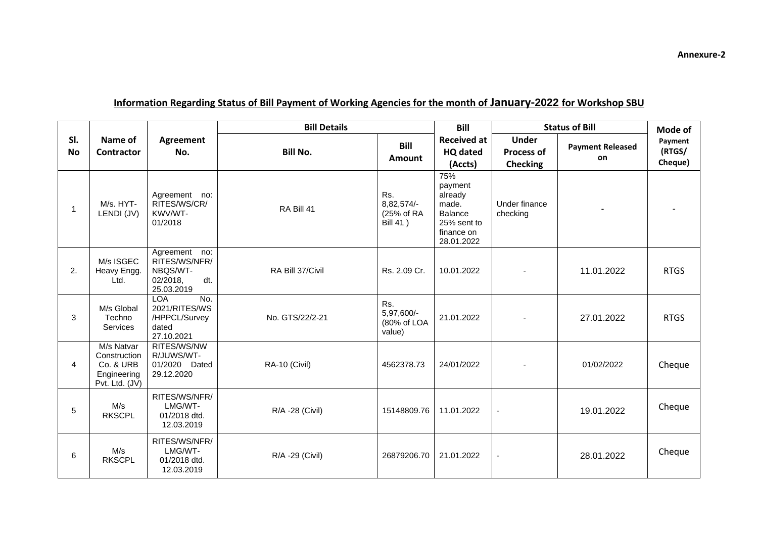**Annexure-2**

## Information Regarding Status of Bill Payment of Working Agencies for the month of January-2022 for Workshop SBU

| Sl. No | Name of Contractor | Agreement No. | Bill Details | | Bill Received at HQ dated (Accts) | Status of Bill | | Mode of Payment (RTGS/ Cheque) |
|---|---|---|---|---|---|---|---|---|
| | | | Bill No. | Bill Amount | | Under Process of Checking | Payment Released on | |
| 1 | M/s. HYT-LENDI (JV) | Agreement no: RITES/WS/CR/ KWV/WT-01/2018 | RA Bill 41 | Rs. 8,82,574/- (25% of RA Bill 41 ) | 75% payment already made. Balance 25% sent to finance on 28.01.2022 | Under finance checking | - | - |
| 2. | M/s ISGEC Heavy Engg. Ltd. | Agreement no: RITES/WS/NFR/ NBQS/WT-02/2018, dt. 25.03.2019 | RA Bill 37/Civil | Rs. 2.09 Cr. | 10.01.2022 | - | 11.01.2022 | RTGS |
| 3 | M/s Global Techno Services | LOA No. 2021/RITES/WS /HPPCL/Survey dated 27.10.2021 | No. GTS/22/2-21 | Rs. 5,97,600/- (80% of LOA value) | 21.01.2022 | - | 27.01.2022 | RTGS |
| 4 | M/s Natvar Construction Co. & URB Engineering Pvt. Ltd. (JV) | RITES/WS/NW R/JUWS/WT-01/2020 Dated 29.12.2020 | RA-10 (Civil) | 4562378.73 | 24/01/2022 | - | 01/02/2022 | Cheque |
| 5 | M/s RKSCPL | RITES/WS/NFR/ LMG/WT-01/2018 dtd. 12.03.2019 | R/A -28 (Civil) | 15148809.76 | 11.01.2022 | - | 19.01.2022 | Cheque |
| 6 | M/s RKSCPL | RITES/WS/NFR/ LMG/WT-01/2018 dtd. 12.03.2019 | R/A -29 (Civil) | 26879206.70 | 21.01.2022 | - | 28.01.2022 | Cheque |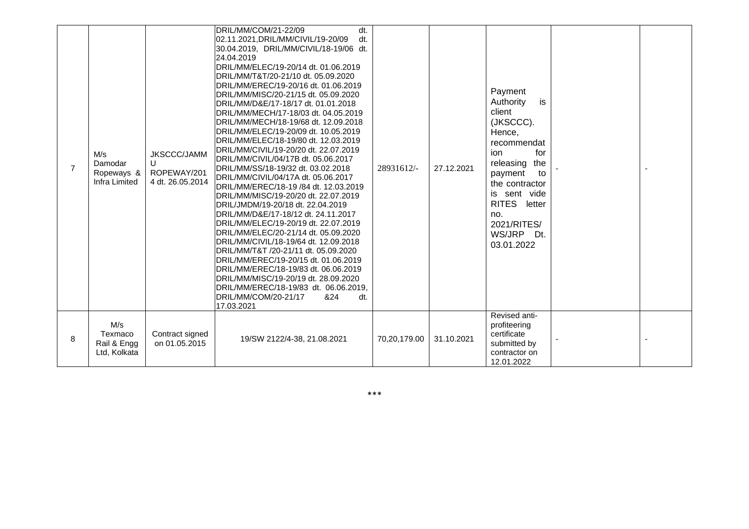| | | | | | | | | |
|---|---|---|---|---|---|---|---|---|
| 7 | M/s Damodar Ropeways & Infra Limited | JKSCCC/JAMMU ROPEWAY/2014 dt. 26.05.2014 | DRIL/MM/COM/21-22/09 dt. 02.11.2021,DRIL/MM/CIVIL/19-20/09 dt. 30.04.2019, DRIL/MM/CIVIL/18-19/06 dt. 24.04.2019 DRIL/MM/ELEC/19-20/14 dt. 01.06.2019 DRIL/MM/T&T/20-21/10 dt. 05.09.2020 DRIL/MM/EREC/19-20/16 dt. 01.06.2019 DRIL/MM/MISC/20-21/15 dt. 05.09.2020 DRIL/MM/D&E/17-18/17 dt. 01.01.2018 DRIL/MM/MECH/17-18/03 dt. 04.05.2019 DRIL/MM/MECH/18-19/68 dt. 12.09.2018 DRIL/MM/ELEC/19-20/09 dt. 10.05.2019 DRIL/MM/ELEC/18-19/80 dt. 12.03.2019 DRIL/MM/CIVIL/19-20/20 dt. 22.07.2019 DRIL/MM/CIVIL/04/17B dt. 05.06.2017 DRIL/MM/SS/18-19/32 dt. 03.02.2018 DRIL/MM/CIVIL/04/17A dt. 05.06.2017 DRIL/MM/EREC/18-19 /84 dt. 12.03.2019 DRIL/MM/MISC/19-20/20 dt. 22.07.2019 DRIL/JMDM/19-20/18 dt. 22.04.2019 DRIL/MM/D&E/17-18/12 dt. 24.11.2017 DRIL/MM/ELEC/19-20/19 dt. 22.07.2019 DRIL/MM/ELEC/20-21/14 dt. 05.09.2020 DRIL/MM/CIVIL/18-19/64 dt. 12.09.2018 DRIL/MM/T&T /20-21/11 dt. 05.09.2020 DRIL/MM/EREC/19-20/15 dt. 01.06.2019 DRIL/MM/EREC/18-19/83 dt. 06.06.2019 DRIL/MM/MISC/19-20/19 dt. 28.09.2020 DRIL/MM/EREC/18-19/83 dt. 06.06.2019, DRIL/MM/COM/20-21/17 &24 dt. 17.03.2021 | 28931612/- | 27.12.2021 | Payment Authority is client (JKSCCC). Hence, recommendation for releasing the payment to the contractor is sent vide RITES letter no. 2021/RITES/ WS/JRP Dt. 03.01.2022 | - | - |
| 8 | M/s Texmaco Rail & Engg Ltd, Kolkata | Contract signed on 01.05.2015 | 19/SW 2122/4-38, 21.08.2021 | 70,20,179.00 | 31.10.2021 | Revised anti-profiteering certificate submitted by contractor on 12.01.2022 | - | - |

***